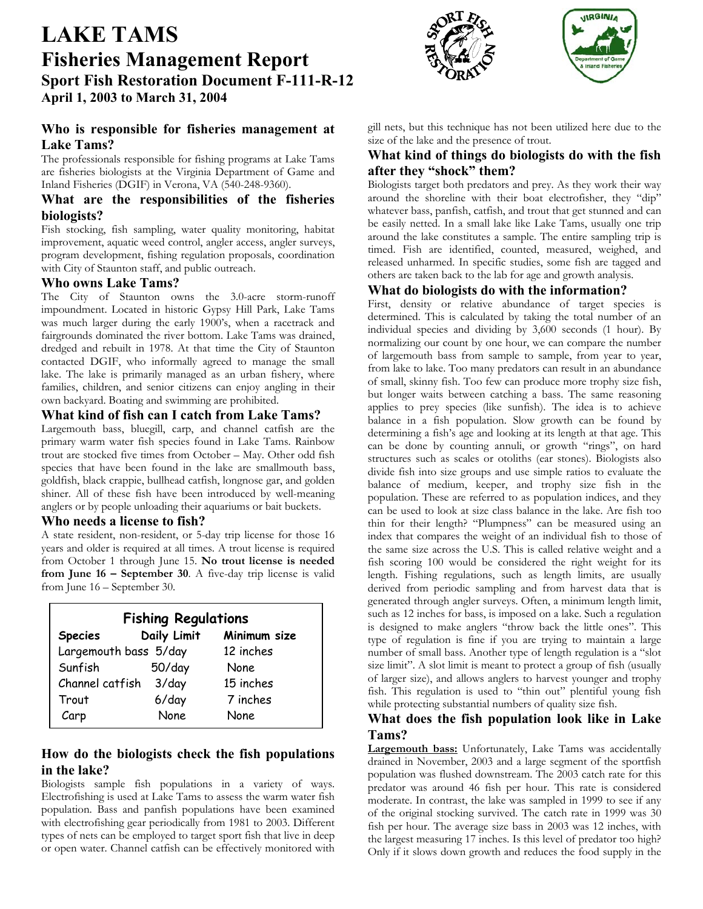# LAKE TAMS

## Fisheries Management Report

### Sport Fish Restoration Document F-111-R-12

**April 1, 2003 to March 31, 2004**

### Who is responsible for fisheries management at Lake Tams?

The professionals responsible for fishing programs at Lake Tams are fisheries biologists at the Virginia Department of Game and Inland Fisheries (DGIF) in Verona, VA (540-248-9360).

### What are the responsibilities of the fisheries biologists?

Fish stocking, fish sampling, water quality monitoring, habitat improvement, aquatic weed control, angler access, angler surveys, program development, fishing regulation proposals, coordination with City of Staunton staff, and public outreach.

### Who owns Lake Tams?

The City of Staunton owns the 3.0-acre storm-runoff impoundment. Located in historic Gypsy Hill Park, Lake Tams was much larger during the early 1900's, when a racetrack and fairgrounds dominated the river bottom. Lake Tams was drained, dredged and rebuilt in 1978. At that time the City of Staunton contacted DGIF, who informally agreed to manage the small lake. The lake is primarily managed as an urban fishery, where families, children, and senior citizens can enjoy angling in their own backyard. Boating and swimming are prohibited.

### What kind of fish can I catch from Lake Tams?

Largemouth bass, bluegill, carp, and channel catfish are the primary warm water fish species found in Lake Tams. Rainbow trout are stocked five times from October – May. Other odd fish species that have been found in the lake are smallmouth bass, goldfish, black crappie, bullhead catfish, longnose gar, and golden shiner. All of these fish have been introduced by well-meaning anglers or by people unloading their aquariums or bait buckets.

### Who needs a license to fish?

A state resident, non-resident, or 5-day trip license for those 16 years and older is required at all times. A trout license is required from October 1 through June 15. **No trout license is needed from June 16 – September 30**. A five-day trip license is valid from June 16 – September 30.

**Fishing Regulations**

| Species | Daily Limit | Minimum size |
|---|---|---|
| Largemouth bass | 5/day | 12 inches |
| Sunfish | 50/day | None |
| Channel catfish | 3/day | 15 inches |
| Trout | 6/day | 7 inches |
| Carp | None | None |

### How do the biologists check the fish populations in the lake?

Biologists sample fish populations in a variety of ways. Electrofishing is used at Lake Tams to assess the warm water fish population. Bass and panfish populations have been examined with electrofishing gear periodically from 1981 to 2003. Different types of nets can be employed to target sport fish that live in deep or open water. Channel catfish can be effectively monitored with gill nets, but this technique has not been utilized here due to the size of the lake and the presence of trout.

### What kind of things do biologists do with the fish after they "shock" them?

Biologists target both predators and prey. As they work their way around the shoreline with their boat electrofisher, they "dip" whatever bass, panfish, catfish, and trout that get stunned and can be easily netted. In a small lake like Lake Tams, usually one trip around the lake constitutes a sample. The entire sampling trip is timed. Fish are identified, counted, measured, weighed, and released unharmed. In specific studies, some fish are tagged and others are taken back to the lab for age and growth analysis.

### What do biologists do with the information?

First, density or relative abundance of target species is determined. This is calculated by taking the total number of an individual species and dividing by 3,600 seconds (1 hour). By normalizing our count by one hour, we can compare the number of largemouth bass from sample to sample, from year to year, from lake to lake. Too many predators can result in an abundance of small, skinny fish. Too few can produce more trophy size fish, but longer waits between catching a bass. The same reasoning applies to prey species (like sunfish). The idea is to achieve balance in a fish population. Slow growth can be found by determining a fish's age and looking at its length at that age. This can be done by counting annuli, or growth "rings", on hard structures such as scales or otoliths (ear stones). Biologists also divide fish into size groups and use simple ratios to evaluate the balance of medium, keeper, and trophy size fish in the population. These are referred to as population indices, and they can be used to look at size class balance in the lake. Are fish too thin for their length? "Plumpness" can be measured using an index that compares the weight of an individual fish to those of the same size across the U.S. This is called relative weight and a fish scoring 100 would be considered the right weight for its length. Fishing regulations, such as length limits, are usually derived from periodic sampling and from harvest data that is generated through angler surveys. Often, a minimum length limit, such as 12 inches for bass, is imposed on a lake. Such a regulation is designed to make anglers "throw back the little ones". This type of regulation is fine if you are trying to maintain a large number of small bass. Another type of length regulation is a "slot size limit". A slot limit is meant to protect a group of fish (usually of larger size), and allows anglers to harvest younger and trophy fish. This regulation is used to "thin out" plentiful young fish while protecting substantial numbers of quality size fish.

### What does the fish population look like in Lake Tams?

**Largemouth bass:** Unfortunately, Lake Tams was accidentally drained in November, 2003 and a large segment of the sportfish population was flushed downstream. The 2003 catch rate for this predator was around 46 fish per hour. This rate is considered moderate. In contrast, the lake was sampled in 1999 to see if any of the original stocking survived. The catch rate in 1999 was 30 fish per hour. The average size bass in 2003 was 12 inches, with the largest measuring 17 inches. Is this level of predator too high? Only if it slows down growth and reduces the food supply in the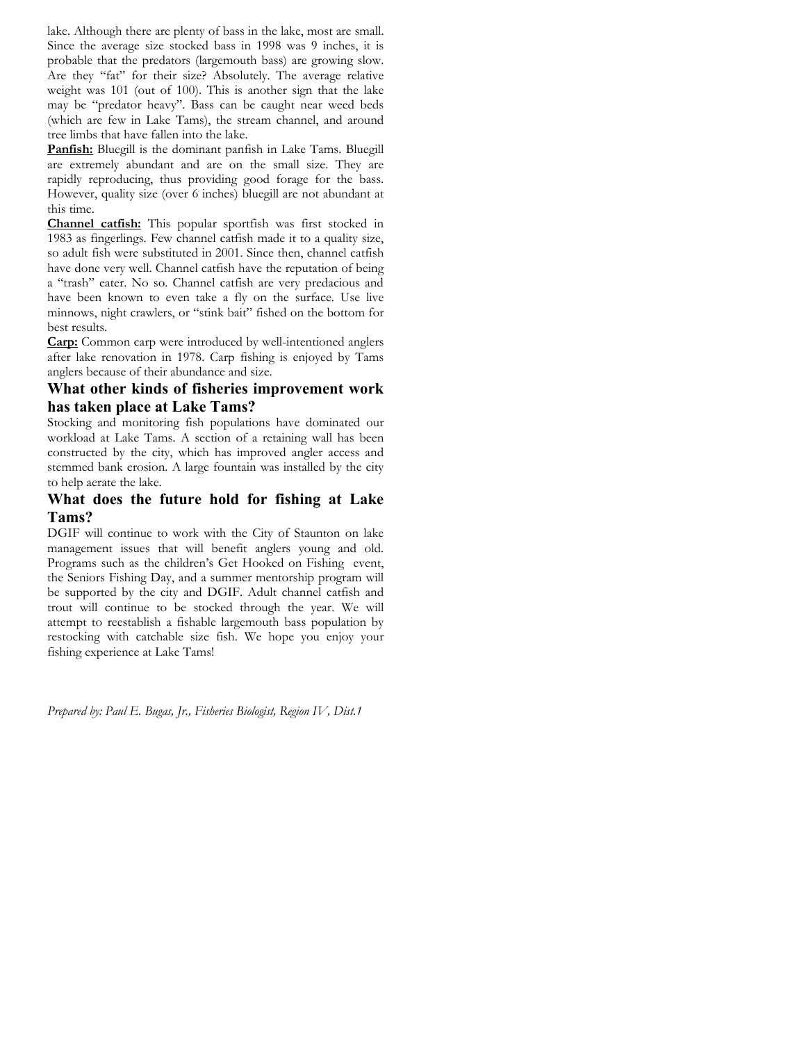lake. Although there are plenty of bass in the lake, most are small. Since the average size stocked bass in 1998 was 9 inches, it is probable that the predators (largemouth bass) are growing slow. Are they "fat" for their size? Absolutely. The average relative weight was 101 (out of 100). This is another sign that the lake may be "predator heavy". Bass can be caught near weed beds (which are few in Lake Tams), the stream channel, and around tree limbs that have fallen into the lake.

**Panfish:** Bluegill is the dominant panfish in Lake Tams. Bluegill are extremely abundant and are on the small size. They are rapidly reproducing, thus providing good forage for the bass. However, quality size (over 6 inches) bluegill are not abundant at this time.

**Channel catfish:** This popular sportfish was first stocked in 1983 as fingerlings. Few channel catfish made it to a quality size, so adult fish were substituted in 2001. Since then, channel catfish have done very well. Channel catfish have the reputation of being a "trash" eater. No so. Channel catfish are very predacious and have been known to even take a fly on the surface. Use live minnows, night crawlers, or "stink bait" fished on the bottom for best results.

**Carp:** Common carp were introduced by well-intentioned anglers after lake renovation in 1978. Carp fishing is enjoyed by Tams anglers because of their abundance and size.

## What other kinds of fisheries improvement work has taken place at Lake Tams?

Stocking and monitoring fish populations have dominated our workload at Lake Tams. A section of a retaining wall has been constructed by the city, which has improved angler access and stemmed bank erosion. A large fountain was installed by the city to help aerate the lake.

## What does the future hold for fishing at Lake Tams?

DGIF will continue to work with the City of Staunton on lake management issues that will benefit anglers young and old. Programs such as the children's Get Hooked on Fishing event, the Seniors Fishing Day, and a summer mentorship program will be supported by the city and DGIF. Adult channel catfish and trout will continue to be stocked through the year. We will attempt to reestablish a fishable largemouth bass population by restocking with catchable size fish. We hope you enjoy your fishing experience at Lake Tams!

*Prepared by: Paul E. Bugas, Jr., Fisheries Biologist, Region IV, Dist.1*